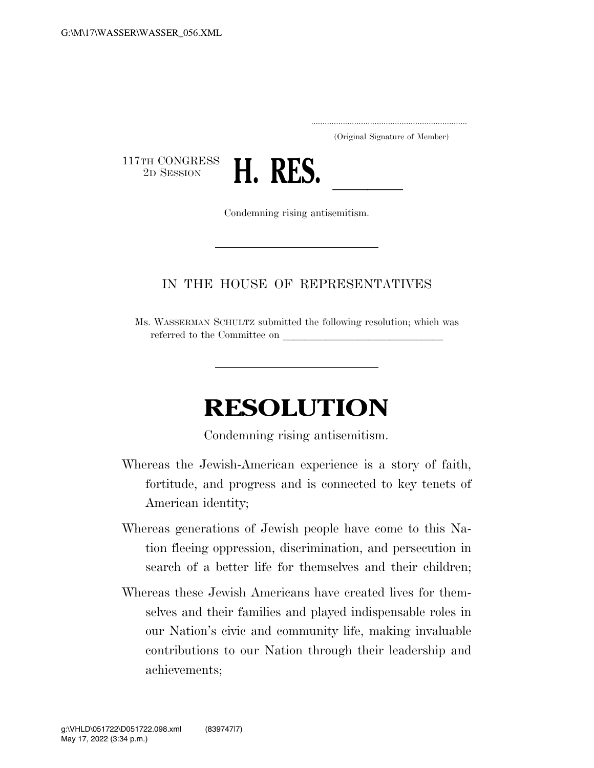(Original Signature of Member)

117TH CONGRESS
2D SESSION

# H. RES. ____

Condemning rising antisemitism.

IN THE HOUSE OF REPRESENTATIVES

Ms. WASSERMAN SCHULTZ submitted the following resolution; which was referred to the Committee on ______________________________

# RESOLUTION

Condemning rising antisemitism.

Whereas the Jewish-American experience is a story of faith, fortitude, and progress and is connected to key tenets of American identity;

Whereas generations of Jewish people have come to this Nation fleeing oppression, discrimination, and persecution in search of a better life for themselves and their children;

Whereas these Jewish Americans have created lives for themselves and their families and played indispensable roles in our Nation's civic and community life, making invaluable contributions to our Nation through their leadership and achievements;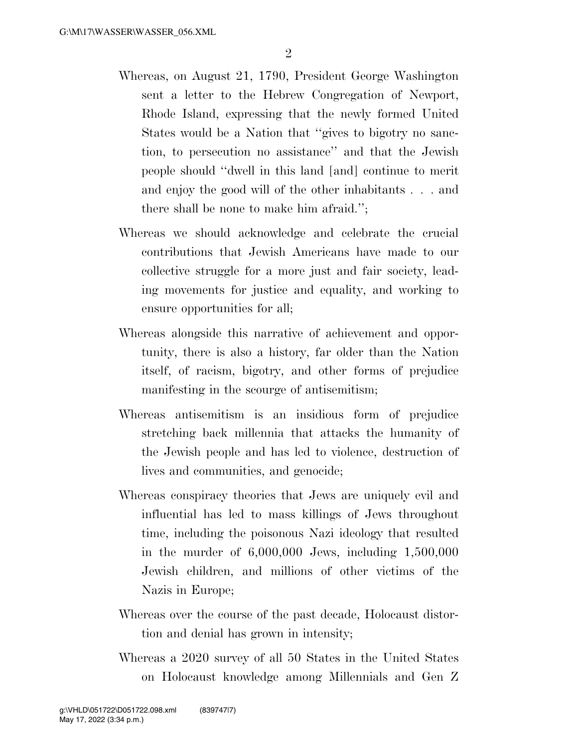Whereas, on August 21, 1790, President George Washington sent a letter to the Hebrew Congregation of Newport, Rhode Island, expressing that the newly formed United States would be a Nation that "gives to bigotry no sanction, to persecution no assistance" and that the Jewish people should "dwell in this land [and] continue to merit and enjoy the good will of the other inhabitants . . . and there shall be none to make him afraid.";

Whereas we should acknowledge and celebrate the crucial contributions that Jewish Americans have made to our collective struggle for a more just and fair society, leading movements for justice and equality, and working to ensure opportunities for all;

Whereas alongside this narrative of achievement and opportunity, there is also a history, far older than the Nation itself, of racism, bigotry, and other forms of prejudice manifesting in the scourge of antisemitism;

Whereas antisemitism is an insidious form of prejudice stretching back millennia that attacks the humanity of the Jewish people and has led to violence, destruction of lives and communities, and genocide;

Whereas conspiracy theories that Jews are uniquely evil and influential has led to mass killings of Jews throughout time, including the poisonous Nazi ideology that resulted in the murder of 6,000,000 Jews, including 1,500,000 Jewish children, and millions of other victims of the Nazis in Europe;

Whereas over the course of the past decade, Holocaust distortion and denial has grown in intensity;

Whereas a 2020 survey of all 50 States in the United States on Holocaust knowledge among Millennials and Gen Z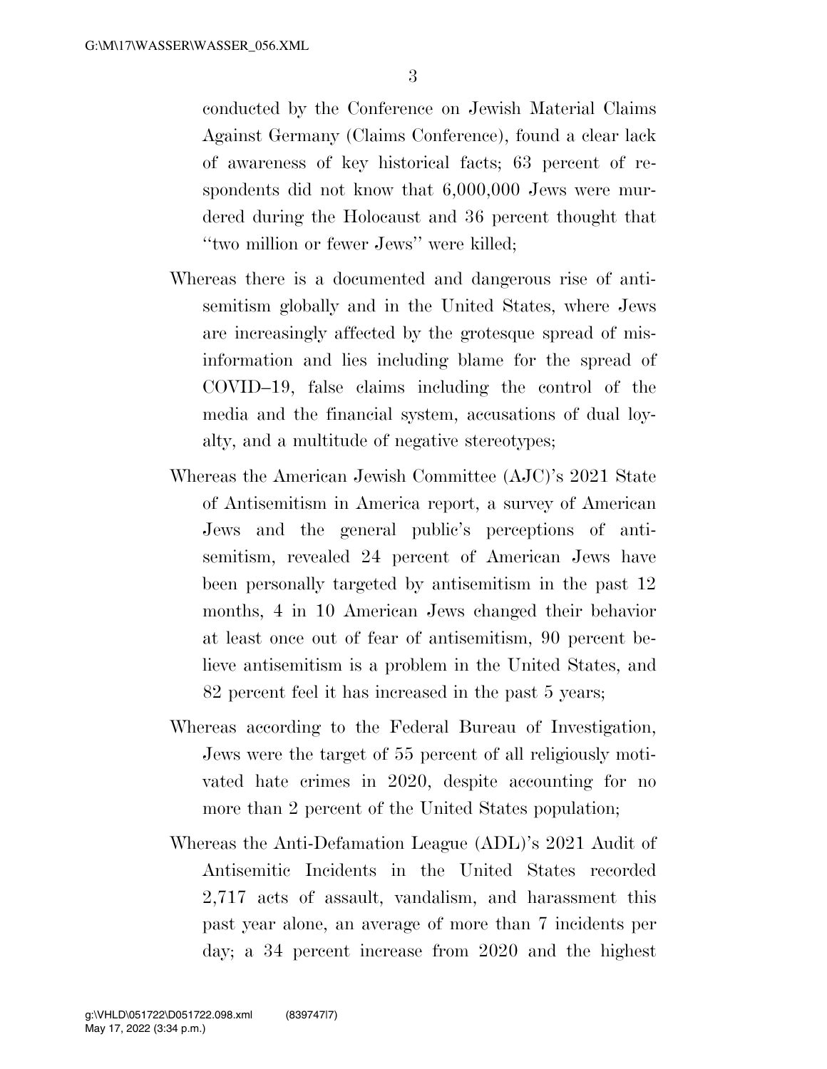conducted by the Conference on Jewish Material Claims Against Germany (Claims Conference), found a clear lack of awareness of key historical facts; 63 percent of respondents did not know that 6,000,000 Jews were murdered during the Holocaust and 36 percent thought that ''two million or fewer Jews'' were killed;

Whereas there is a documented and dangerous rise of antisemitism globally and in the United States, where Jews are increasingly affected by the grotesque spread of misinformation and lies including blame for the spread of COVID–19, false claims including the control of the media and the financial system, accusations of dual loyalty, and a multitude of negative stereotypes;

Whereas the American Jewish Committee (AJC)'s 2021 State of Antisemitism in America report, a survey of American Jews and the general public's perceptions of antisemitism, revealed 24 percent of American Jews have been personally targeted by antisemitism in the past 12 months, 4 in 10 American Jews changed their behavior at least once out of fear of antisemitism, 90 percent believe antisemitism is a problem in the United States, and 82 percent feel it has increased in the past 5 years;

Whereas according to the Federal Bureau of Investigation, Jews were the target of 55 percent of all religiously motivated hate crimes in 2020, despite accounting for no more than 2 percent of the United States population;

Whereas the Anti-Defamation League (ADL)'s 2021 Audit of Antisemitic Incidents in the United States recorded 2,717 acts of assault, vandalism, and harassment this past year alone, an average of more than 7 incidents per day; a 34 percent increase from 2020 and the highest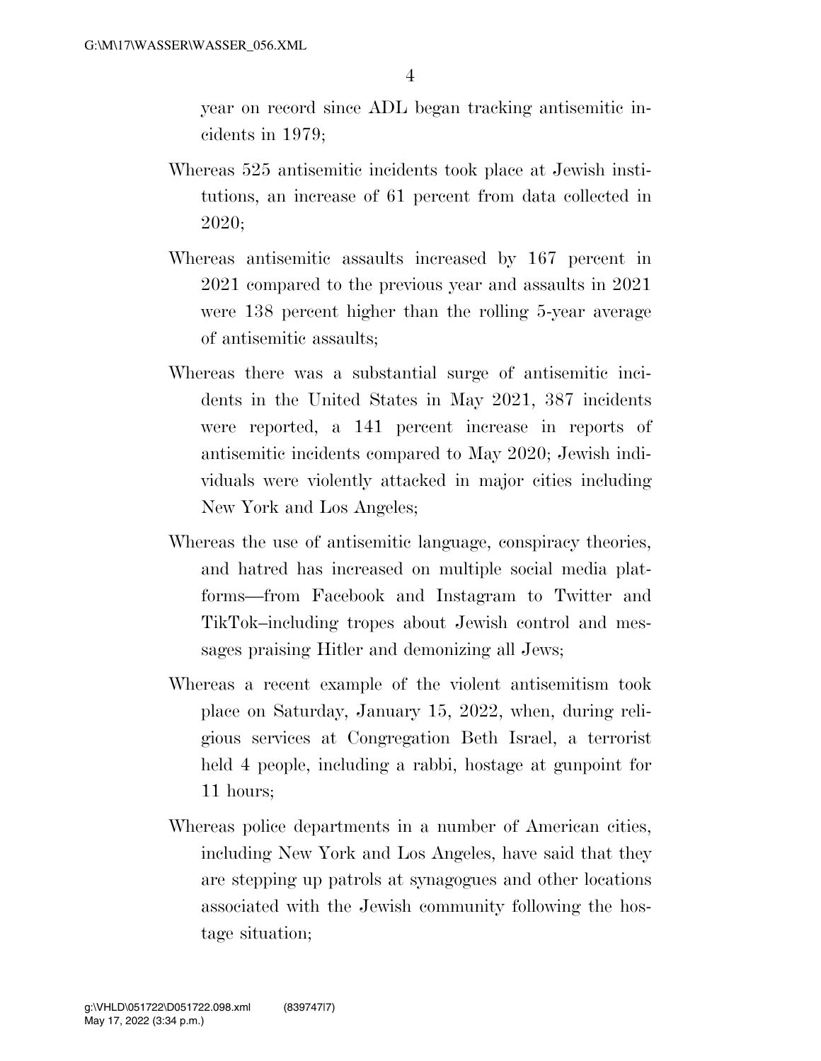year on record since ADL began tracking antisemitic incidents in 1979;

Whereas 525 antisemitic incidents took place at Jewish institutions, an increase of 61 percent from data collected in 2020;

Whereas antisemitic assaults increased by 167 percent in 2021 compared to the previous year and assaults in 2021 were 138 percent higher than the rolling 5-year average of antisemitic assaults;

Whereas there was a substantial surge of antisemitic incidents in the United States in May 2021, 387 incidents were reported, a 141 percent increase in reports of antisemitic incidents compared to May 2020; Jewish individuals were violently attacked in major cities including New York and Los Angeles;

Whereas the use of antisemitic language, conspiracy theories, and hatred has increased on multiple social media platforms—from Facebook and Instagram to Twitter and TikTok–including tropes about Jewish control and messages praising Hitler and demonizing all Jews;

Whereas a recent example of the violent antisemitism took place on Saturday, January 15, 2022, when, during religious services at Congregation Beth Israel, a terrorist held 4 people, including a rabbi, hostage at gunpoint for 11 hours;

Whereas police departments in a number of American cities, including New York and Los Angeles, have said that they are stepping up patrols at synagogues and other locations associated with the Jewish community following the hostage situation;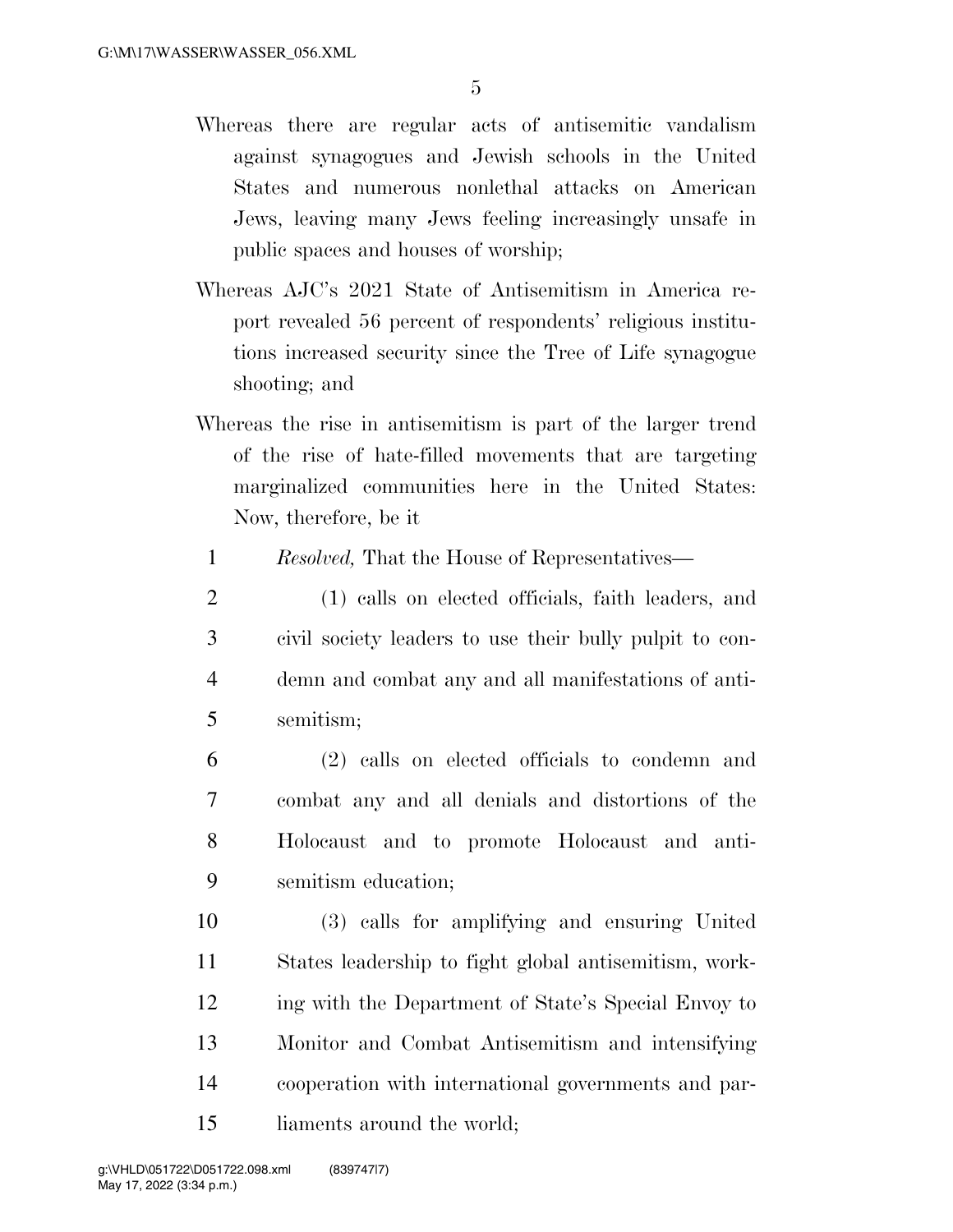Whereas there are regular acts of antisemitic vandalism against synagogues and Jewish schools in the United States and numerous nonlethal attacks on American Jews, leaving many Jews feeling increasingly unsafe in public spaces and houses of worship;

Whereas AJC's 2021 State of Antisemitism in America report revealed 56 percent of respondents' religious institutions increased security since the Tree of Life synagogue shooting; and

Whereas the rise in antisemitism is part of the larger trend of the rise of hate-filled movements that are targeting marginalized communities here in the United States: Now, therefore, be it

*Resolved,* That the House of Representatives—

(1) calls on elected officials, faith leaders, and civil society leaders to use their bully pulpit to condemn and combat any and all manifestations of antisemitism;

(2) calls on elected officials to condemn and combat any and all denials and distortions of the Holocaust and to promote Holocaust and antisemitism education;

(3) calls for amplifying and ensuring United States leadership to fight global antisemitism, working with the Department of State's Special Envoy to Monitor and Combat Antisemitism and intensifying cooperation with international governments and parliaments around the world;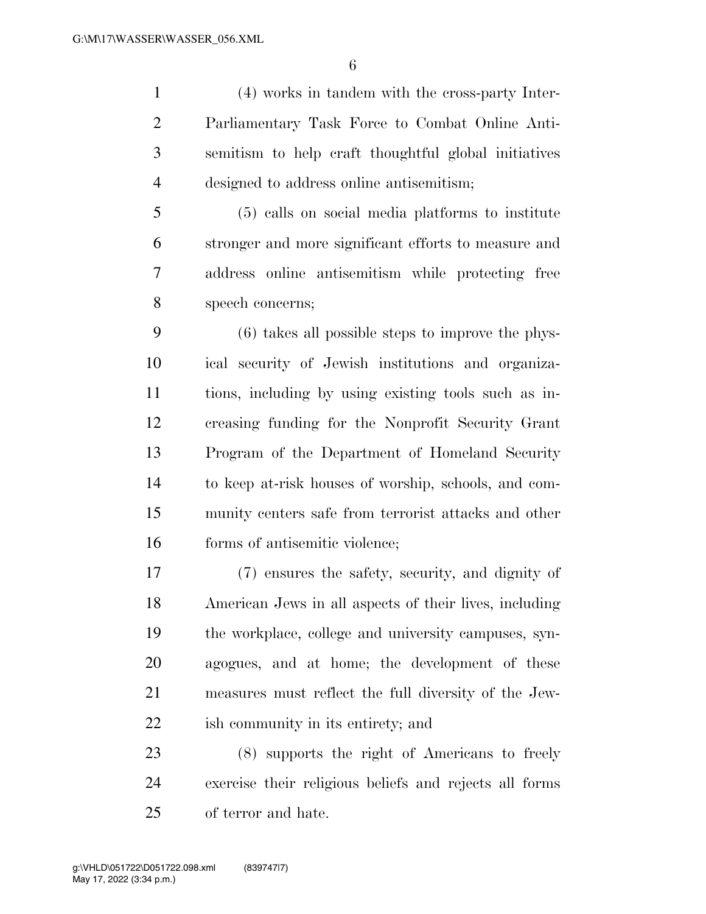(4) works in tandem with the cross-party Inter-Parliamentary Task Force to Combat Online Antisemitism to help craft thoughtful global initiatives designed to address online antisemitism;

(5) calls on social media platforms to institute stronger and more significant efforts to measure and address online antisemitism while protecting free speech concerns;

(6) takes all possible steps to improve the physical security of Jewish institutions and organizations, including by using existing tools such as increasing funding for the Nonprofit Security Grant Program of the Department of Homeland Security to keep at-risk houses of worship, schools, and community centers safe from terrorist attacks and other forms of antisemitic violence;

(7) ensures the safety, security, and dignity of American Jews in all aspects of their lives, including the workplace, college and university campuses, synagogues, and at home; the development of these measures must reflect the full diversity of the Jewish community in its entirety; and

(8) supports the right of Americans to freely exercise their religious beliefs and rejects all forms of terror and hate.